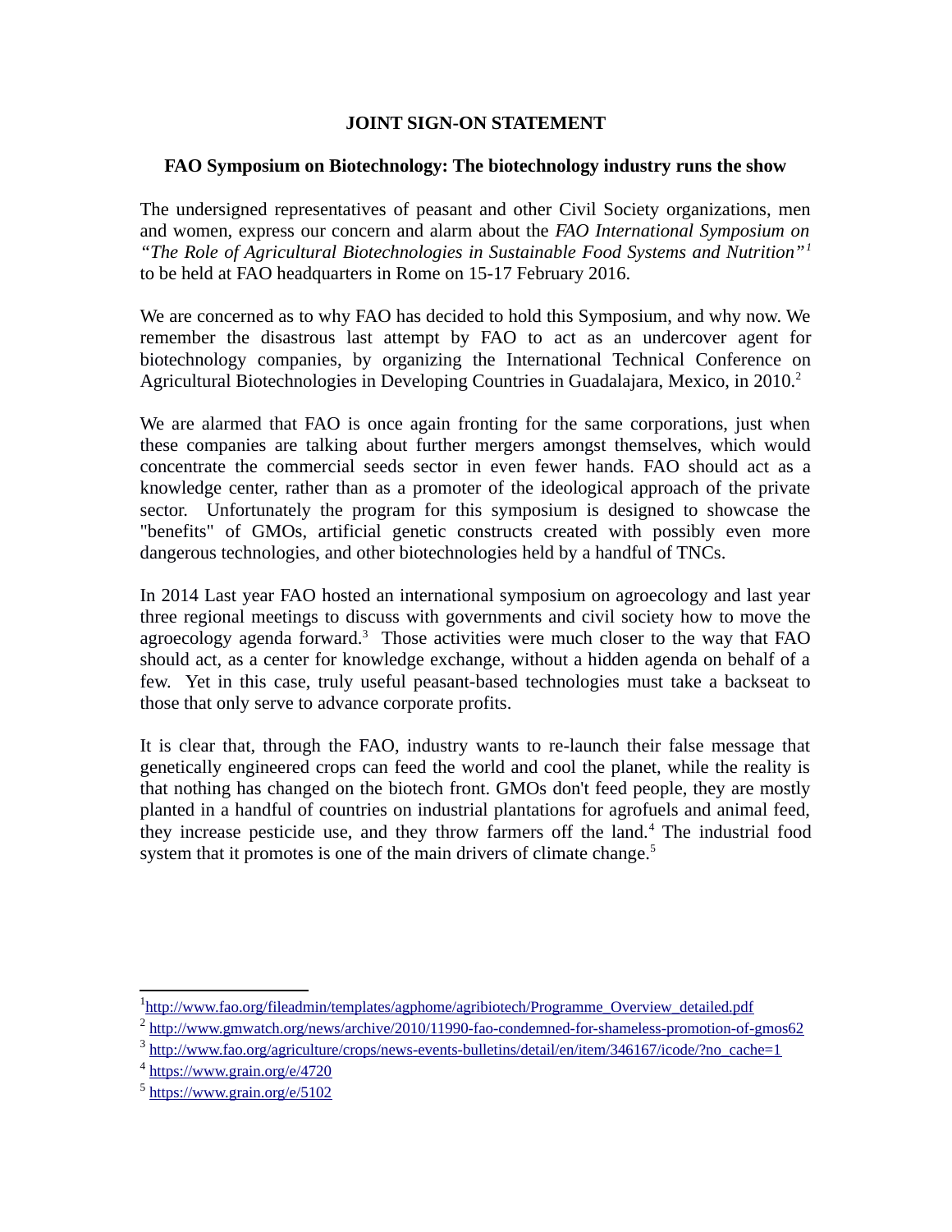**JOINT SIGN-ON STATEMENT**

**FAO Symposium on Biotechnology: The biotechnology industry runs the show**

The undersigned representatives of peasant and other Civil Society organizations, men and women, express our concern and alarm about the *FAO International Symposium on "The Role of Agricultural Biotechnologies in Sustainable Food Systems and Nutrition"*[1] to be held at FAO headquarters in Rome on 15-17 February 2016.

We are concerned as to why FAO has decided to hold this Symposium, and why now. We remember the disastrous last attempt by FAO to act as an undercover agent for biotechnology companies, by organizing the International Technical Conference on Agricultural Biotechnologies in Developing Countries in Guadalajara, Mexico, in 2010.[2]

We are alarmed that FAO is once again fronting for the same corporations, just when these companies are talking about further mergers amongst themselves, which would concentrate the commercial seeds sector in even fewer hands. FAO should act as a knowledge center, rather than as a promoter of the ideological approach of the private sector. Unfortunately the program for this symposium is designed to showcase the "benefits" of GMOs, artificial genetic constructs created with possibly even more dangerous technologies, and other biotechnologies held by a handful of TNCs.

In 2014 Last year FAO hosted an international symposium on agroecology and last year three regional meetings to discuss with governments and civil society how to move the agroecology agenda forward.[3] Those activities were much closer to the way that FAO should act, as a center for knowledge exchange, without a hidden agenda on behalf of a few. Yet in this case, truly useful peasant-based technologies must take a backseat to those that only serve to advance corporate profits.

It is clear that, through the FAO, industry wants to re-launch their false message that genetically engineered crops can feed the world and cool the planet, while the reality is that nothing has changed on the biotech front. GMOs don't feed people, they are mostly planted in a handful of countries on industrial plantations for agrofuels and animal feed, they increase pesticide use, and they throw farmers off the land.[4] The industrial food system that it promotes is one of the main drivers of climate change.[5]

---

[1] http://www.fao.org/fileadmin/templates/agphome/agribiotech/Programme_Overview_detailed.pdf

[2] http://www.gmwatch.org/news/archive/2010/11990-fao-condemned-for-shameless-promotion-of-gmos62

[3] http://www.fao.org/agriculture/crops/news-events-bulletins/detail/en/item/346167/icode/?no_cache=1

[4] https://www.grain.org/e/4720

[5] https://www.grain.org/e/5102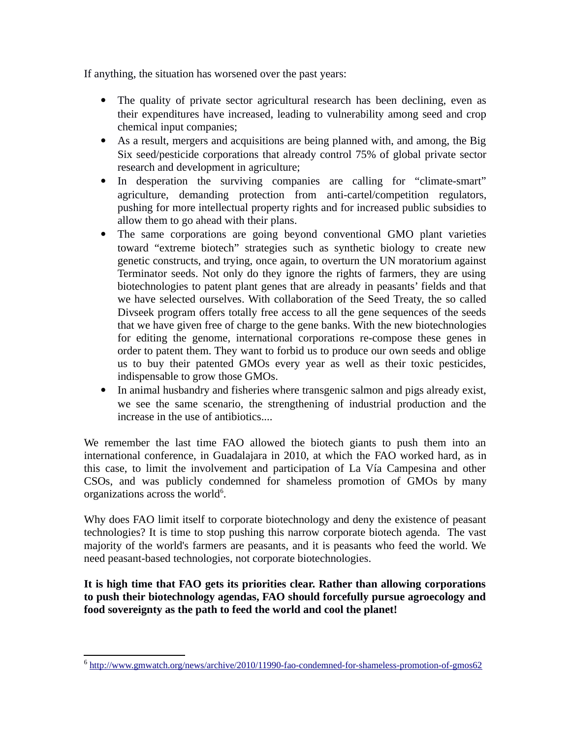If anything, the situation has worsened over the past years:

- The quality of private sector agricultural research has been declining, even as their expenditures have increased, leading to vulnerability among seed and crop chemical input companies;
- As a result, mergers and acquisitions are being planned with, and among, the Big Six seed/pesticide corporations that already control 75% of global private sector research and development in agriculture;
- In desperation the surviving companies are calling for "climate-smart" agriculture, demanding protection from anti-cartel/competition regulators, pushing for more intellectual property rights and for increased public subsidies to allow them to go ahead with their plans.
- The same corporations are going beyond conventional GMO plant varieties toward "extreme biotech" strategies such as synthetic biology to create new genetic constructs, and trying, once again, to overturn the UN moratorium against Terminator seeds. Not only do they ignore the rights of farmers, they are using biotechnologies to patent plant genes that are already in peasants' fields and that we have selected ourselves. With collaboration of the Seed Treaty, the so called Divseek program offers totally free access to all the gene sequences of the seeds that we have given free of charge to the gene banks. With the new biotechnologies for editing the genome, international corporations re-compose these genes in order to patent them. They want to forbid us to produce our own seeds and oblige us to buy their patented GMOs every year as well as their toxic pesticides, indispensable to grow those GMOs.
- In animal husbandry and fisheries where transgenic salmon and pigs already exist, we see the same scenario, the strengthening of industrial production and the increase in the use of antibiotics....

We remember the last time FAO allowed the biotech giants to push them into an international conference, in Guadalajara in 2010, at which the FAO worked hard, as in this case, to limit the involvement and participation of La Vía Campesina and other CSOs, and was publicly condemned for shameless promotion of GMOs by many organizations across the world[6].

Why does FAO limit itself to corporate biotechnology and deny the existence of peasant technologies? It is time to stop pushing this narrow corporate biotech agenda. The vast majority of the world's farmers are peasants, and it is peasants who feed the world. We need peasant-based technologies, not corporate biotechnologies.

**It is high time that FAO gets its priorities clear. Rather than allowing corporations to push their biotechnology agendas, FAO should forcefully pursue agroecology and food sovereignty as the path to feed the world and cool the planet!**

---

[6] http://www.gmwatch.org/news/archive/2010/11990-fao-condemned-for-shameless-promotion-of-gmos62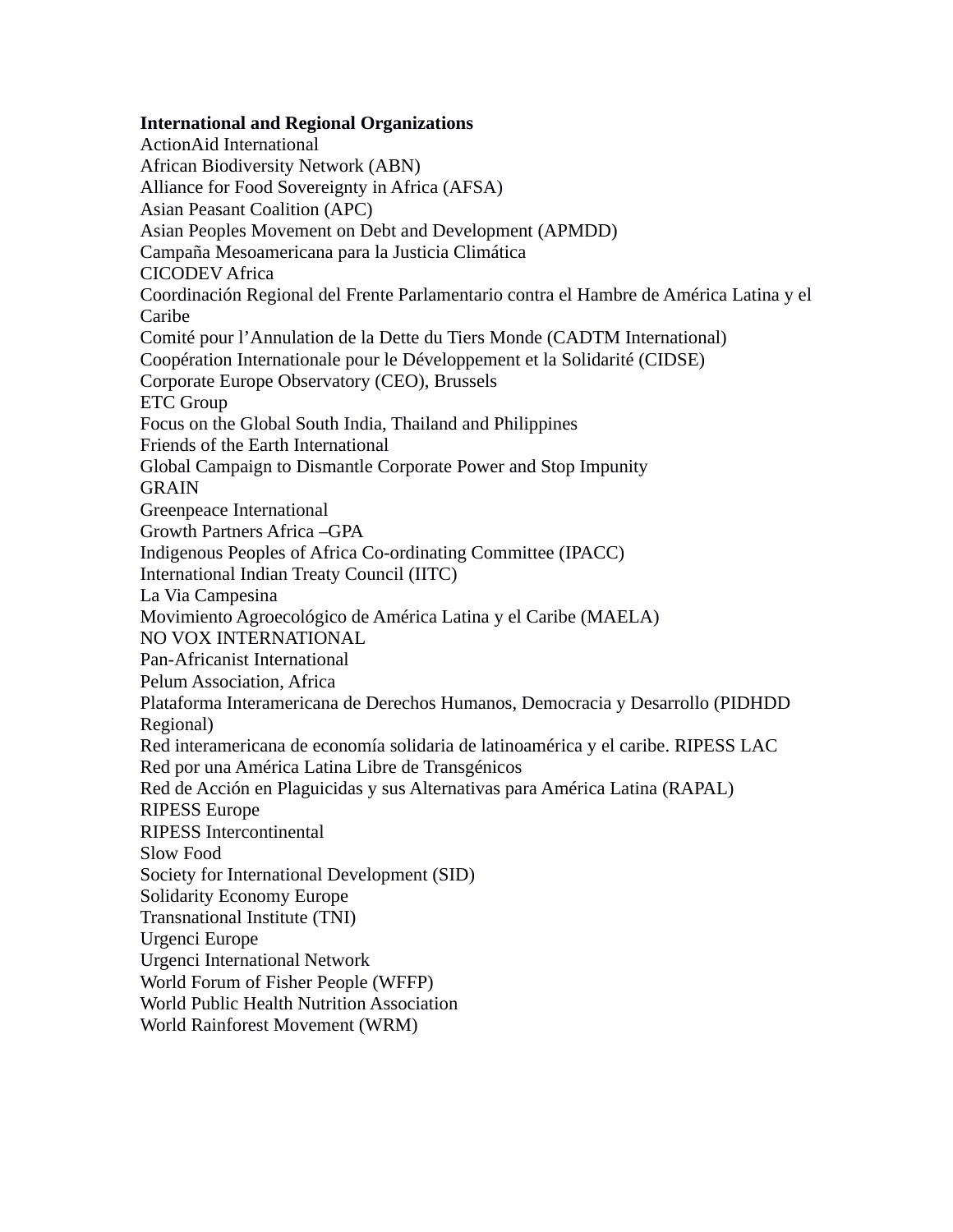**International and Regional Organizations**

ActionAid International
African Biodiversity Network (ABN)
Alliance for Food Sovereignty in Africa (AFSA)
Asian Peasant Coalition (APC)
Asian Peoples Movement on Debt and Development (APMDD)
Campaña Mesoamericana para la Justicia Climática
CICODEV Africa
Coordinación Regional del Frente Parlamentario contra el Hambre de América Latina y el Caribe
Comité pour l'Annulation de la Dette du Tiers Monde (CADTM International)
Coopération Internationale pour le Développement et la Solidarité (CIDSE)
Corporate Europe Observatory (CEO), Brussels
ETC Group
Focus on the Global South India, Thailand and Philippines
Friends of the Earth International
Global Campaign to Dismantle Corporate Power and Stop Impunity
GRAIN
Greenpeace International
Growth Partners Africa –GPA
Indigenous Peoples of Africa Co-ordinating Committee (IPACC)
International Indian Treaty Council (IITC)
La Via Campesina
Movimiento Agroecológico de América Latina y el Caribe (MAELA)
NO VOX INTERNATIONAL
Pan-Africanist International
Pelum Association, Africa
Plataforma Interamericana de Derechos Humanos, Democracia y Desarrollo (PIDHDD Regional)
Red interamericana de economía solidaria de latinoamérica y el caribe. RIPESS LAC
Red por una América Latina Libre de Transgénicos
Red de Acción en Plaguicidas y sus Alternativas para América Latina (RAPAL)
RIPESS Europe
RIPESS Intercontinental
Slow Food
Society for International Development (SID)
Solidarity Economy Europe
Transnational Institute (TNI)
Urgenci Europe
Urgenci International Network
World Forum of Fisher People (WFFP)
World Public Health Nutrition Association
World Rainforest Movement (WRM)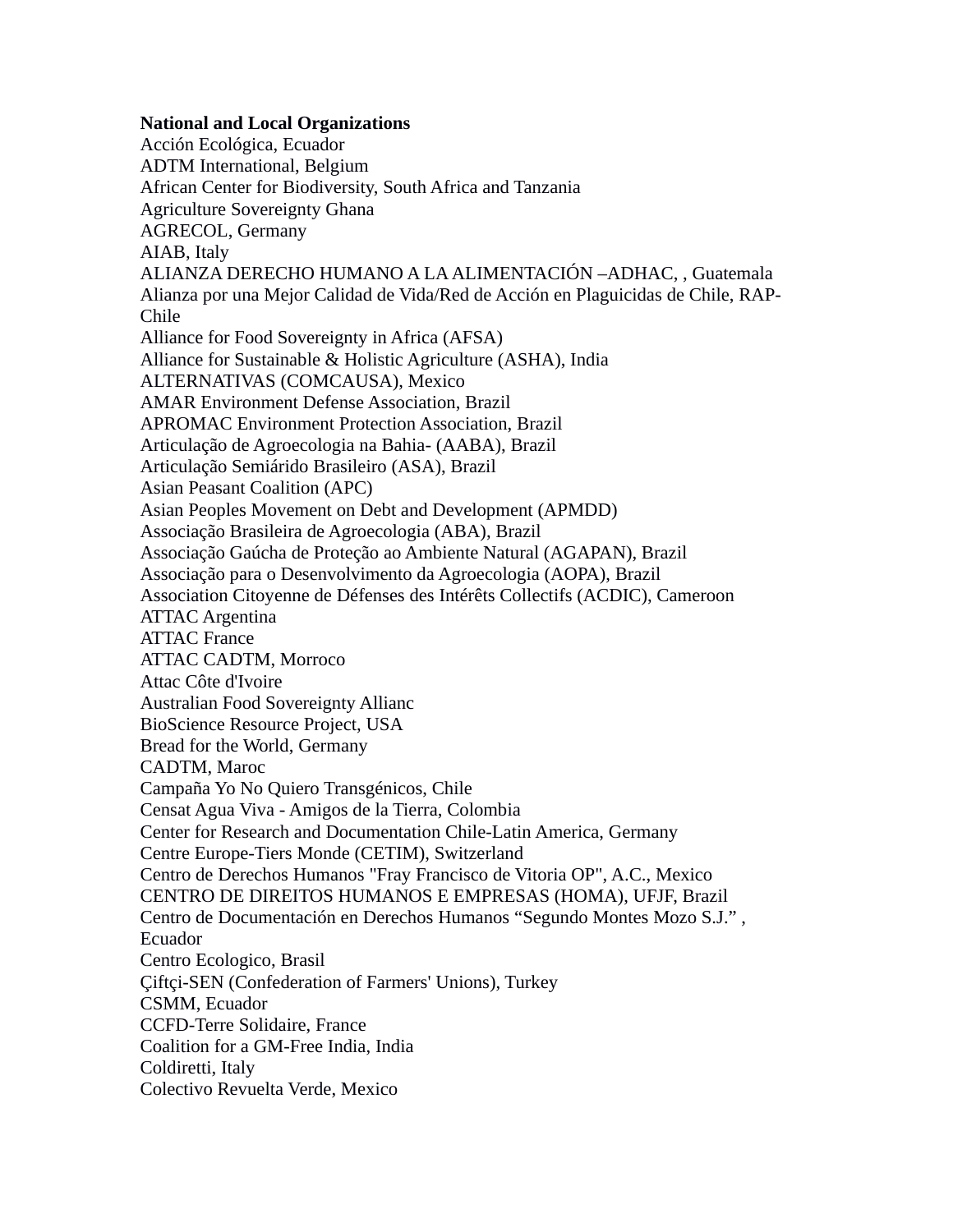**National and Local Organizations**

Acción Ecológica, Ecuador  
ADTM International, Belgium  
African Center for Biodiversity, South Africa and Tanzania  
Agriculture Sovereignty Ghana  
AGRECOL, Germany  
AIAB, Italy  
ALIANZA DERECHO HUMANO A LA ALIMENTACIÓN –ADHAC, , Guatemala  
Alianza por una Mejor Calidad de Vida/Red de Acción en Plaguicidas de Chile, RAP-Chile  
Alliance for Food Sovereignty in Africa (AFSA)  
Alliance for Sustainable & Holistic Agriculture (ASHA), India  
ALTERNATIVAS (COMCAUSA), Mexico  
AMAR Environment Defense Association, Brazil  
APROMAC Environment Protection Association, Brazil  
Articulação de Agroecologia na Bahia- (AABA), Brazil  
Articulação Semiárido Brasileiro (ASA), Brazil  
Asian Peasant Coalition (APC)  
Asian Peoples Movement on Debt and Development (APMDD)  
Associação Brasileira de Agroecologia (ABA), Brazil  
Associação Gaúcha de Proteção ao Ambiente Natural (AGAPAN), Brazil  
Associação para o Desenvolvimento da Agroecologia (AOPA), Brazil  
Association Citoyenne de Défenses des Intérêts Collectifs (ACDIC), Cameroon  
ATTAC Argentina  
ATTAC France  
ATTAC CADTM, Morroco  
Attac Côte d'Ivoire  
Australian Food Sovereignty Allianc  
BioScience Resource Project, USA  
Bread for the World, Germany  
CADTM, Maroc  
Campaña Yo No Quiero Transgénicos, Chile  
Censat Agua Viva - Amigos de la Tierra, Colombia  
Center for Research and Documentation Chile-Latin America, Germany  
Centre Europe-Tiers Monde (CETIM), Switzerland  
Centro de Derechos Humanos "Fray Francisco de Vitoria OP", A.C., Mexico  
CENTRO DE DIREITOS HUMANOS E EMPRESAS (HOMA), UFJF, Brazil  
Centro de Documentación en Derechos Humanos “Segundo Montes Mozo S.J.” , Ecuador  
Centro Ecologico, Brasil  
Çiftçi-SEN (Confederation of Farmers' Unions), Turkey  
CSMM, Ecuador  
CCFD-Terre Solidaire, France  
Coalition for a GM-Free India, India  
Coldiretti, Italy  
Colectivo Revuelta Verde, Mexico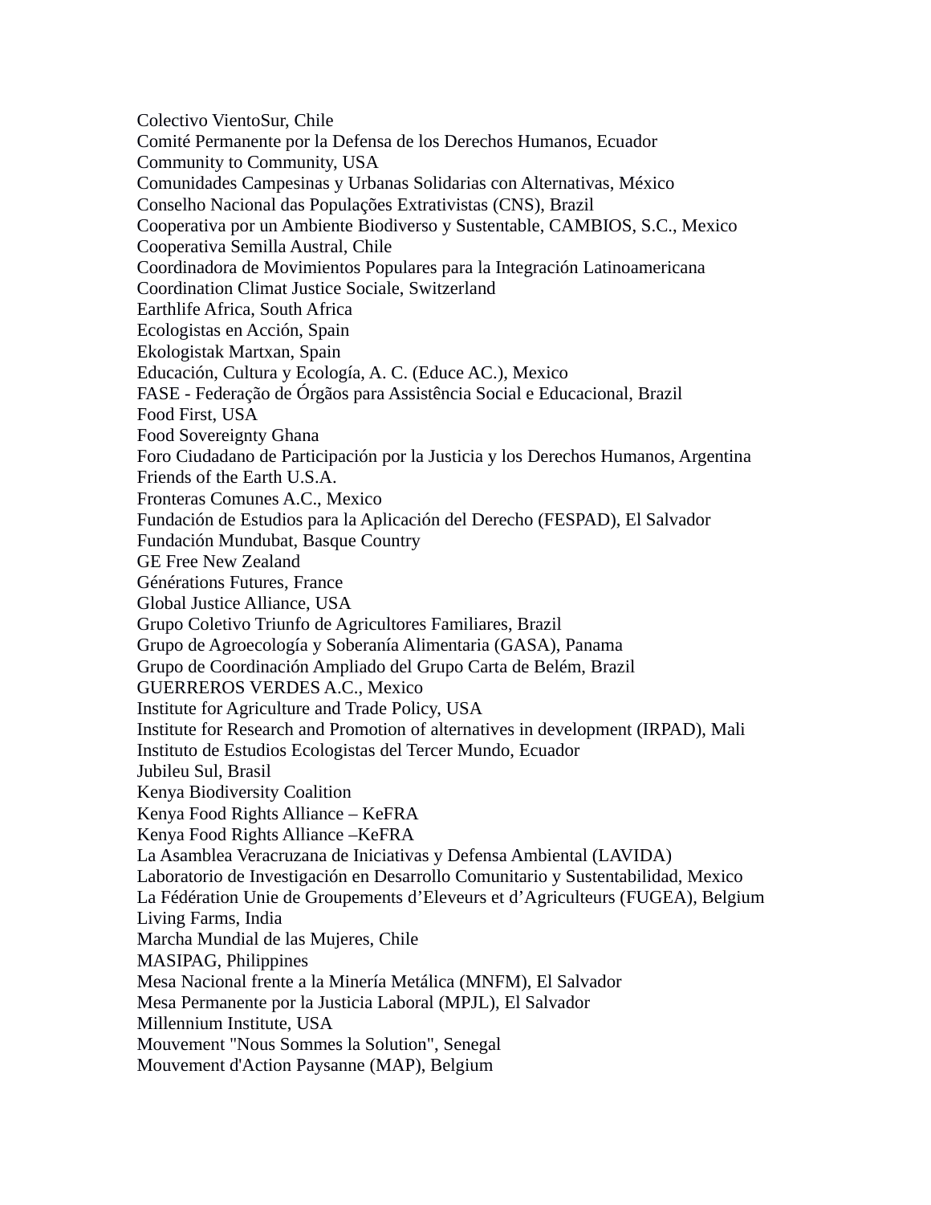Colectivo VientoSur, Chile
Comité Permanente por la Defensa de los Derechos Humanos, Ecuador
Community to Community, USA
Comunidades Campesinas y Urbanas Solidarias con Alternativas, México
Conselho Nacional das Populações Extrativistas (CNS), Brazil
Cooperativa por un Ambiente Biodiverso y Sustentable, CAMBIOS, S.C., Mexico
Cooperativa Semilla Austral, Chile
Coordinadora de Movimientos Populares para la Integración Latinoamericana
Coordination Climat Justice Sociale, Switzerland
Earthlife Africa, South Africa
Ecologistas en Acción, Spain
Ekologistak Martxan, Spain
Educación, Cultura y Ecología, A. C. (Educe AC.), Mexico
FASE - Federação de Órgãos para Assistência Social e Educacional, Brazil
Food First, USA
Food Sovereignty Ghana
Foro Ciudadano de Participación por la Justicia y los Derechos Humanos, Argentina
Friends of the Earth U.S.A.
Fronteras Comunes A.C., Mexico
Fundación de Estudios para la Aplicación del Derecho (FESPAD), El Salvador
Fundación Mundubat, Basque Country
GE Free New Zealand
Générations Futures, France
Global Justice Alliance, USA
Grupo Coletivo Triunfo de Agricultores Familiares, Brazil
Grupo de Agroecología y Soberanía Alimentaria (GASA), Panama
Grupo de Coordinación Ampliado del Grupo Carta de Belém, Brazil
GUERREROS VERDES A.C., Mexico
Institute for Agriculture and Trade Policy, USA
Institute for Research and Promotion of alternatives in development (IRPAD), Mali
Instituto de Estudios Ecologistas del Tercer Mundo, Ecuador
Jubileu Sul, Brasil
Kenya Biodiversity Coalition
Kenya Food Rights Alliance – KeFRA
Kenya Food Rights Alliance –KeFRA
La Asamblea Veracruzana de Iniciativas y Defensa Ambiental (LAVIDA)
Laboratorio de Investigación en Desarrollo Comunitario y Sustentabilidad, Mexico
La Fédération Unie de Groupements d'Eleveurs et d'Agriculteurs (FUGEA), Belgium
Living Farms, India
Marcha Mundial de las Mujeres, Chile
MASIPAG, Philippines
Mesa Nacional frente a la Minería Metálica (MNFM), El Salvador
Mesa Permanente por la Justicia Laboral (MPJL), El Salvador
Millennium Institute, USA
Mouvement "Nous Sommes la Solution", Senegal
Mouvement d'Action Paysanne (MAP), Belgium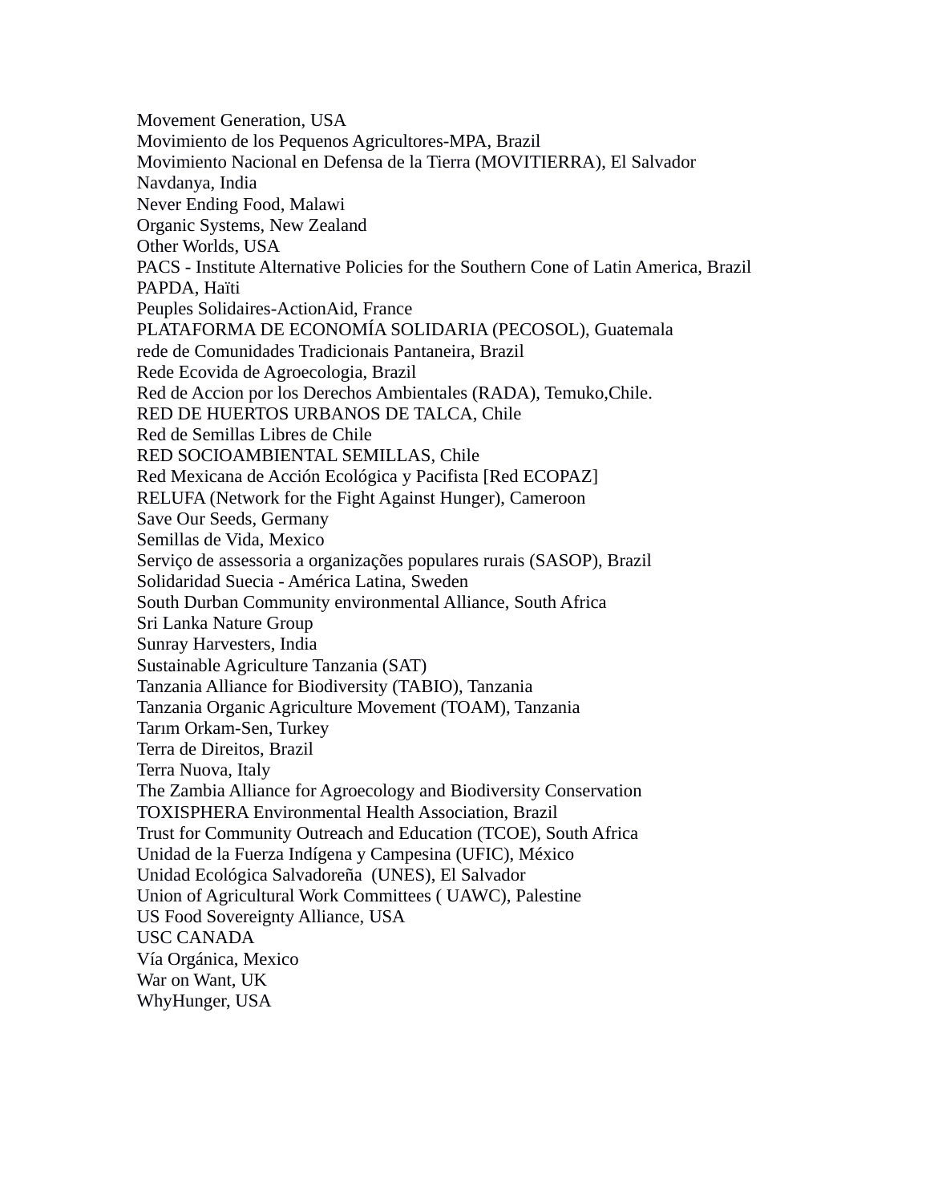Movement Generation, USA
Movimiento de los Pequenos Agricultores-MPA, Brazil
Movimiento Nacional en Defensa de la Tierra (MOVITIERRA), El Salvador
Navdanya, India
Never Ending Food, Malawi
Organic Systems, New Zealand
Other Worlds, USA
PACS - Institute Alternative Policies for the Southern Cone of Latin America, Brazil
PAPDA, Haïti
Peuples Solidaires-ActionAid, France
PLATAFORMA DE ECONOMÍA SOLIDARIA (PECOSOL), Guatemala
rede de Comunidades Tradicionais Pantaneira, Brazil
Rede Ecovida de Agroecologia, Brazil
Red de Accion por los Derechos Ambientales (RADA), Temuko,Chile.
RED DE HUERTOS URBANOS DE TALCA, Chile
Red de Semillas Libres de Chile
RED SOCIOAMBIENTAL SEMILLAS, Chile
Red Mexicana de Acción Ecológica y Pacifista [Red ECOPAZ]
RELUFA (Network for the Fight Against Hunger), Cameroon
Save Our Seeds, Germany
Semillas de Vida, Mexico
Serviço de assessoria a organizações populares rurais (SASOP), Brazil
Solidaridad Suecia - América Latina, Sweden
South Durban Community environmental Alliance, South Africa
Sri Lanka Nature Group
Sunray Harvesters, India
Sustainable Agriculture Tanzania (SAT)
Tanzania Alliance for Biodiversity (TABIO), Tanzania
Tanzania Organic Agriculture Movement (TOAM), Tanzania
Tarım Orkam-Sen, Turkey
Terra de Direitos, Brazil
Terra Nuova, Italy
The Zambia Alliance for Agroecology and Biodiversity Conservation
TOXISPHERA Environmental Health Association, Brazil
Trust for Community Outreach and Education (TCOE), South Africa
Unidad de la Fuerza Indígena y Campesina (UFIC), México
Unidad Ecológica Salvadoreña (UNES), El Salvador
Union of Agricultural Work Committees ( UAWC), Palestine
US Food Sovereignty Alliance, USA
USC CANADA
Vía Orgánica, Mexico
War on Want, UK
WhyHunger, USA